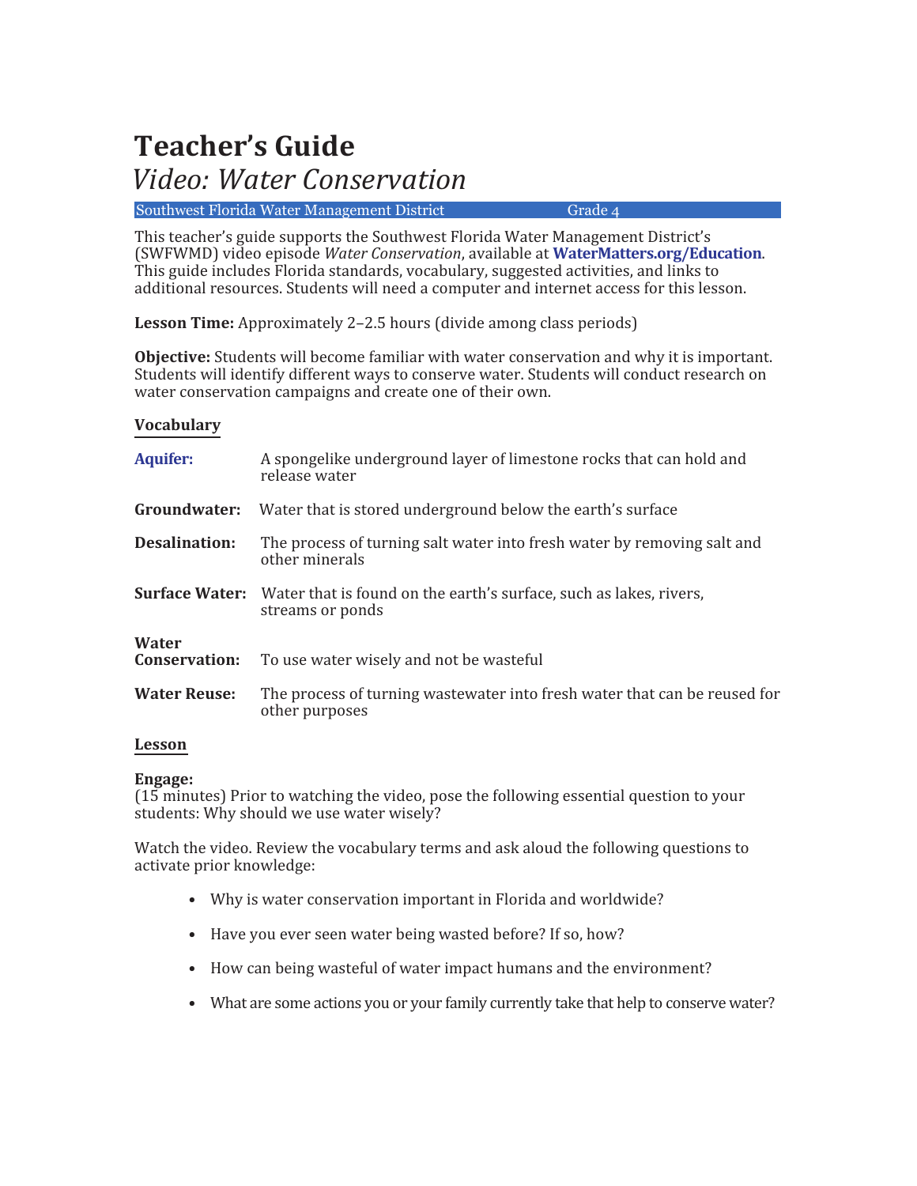# Teacher's Guide

## *Video: Water Conservation*

Southwest Florida Water Management District Grade 4

This teacher's guide supports the Southwest Florida Water Management District's (SWFWMD) video episode *Water Conservation*, available at **WaterMatters.org/Education**. This guide includes Florida standards, vocabulary, suggested activities, and links to additional resources. Students will need a computer and internet access for this lesson.

**Lesson Time:** Approximately 2–2.5 hours (divide among class periods)

**Objective:** Students will become familiar with water conservation and why it is important. Students will identify different ways to conserve water. Students will conduct research on water conservation campaigns and create one of their own.

### Vocabulary

**Aquifer:** A spongelike underground layer of limestone rocks that can hold and release water

**Groundwater:** Water that is stored underground below the earth's surface

**Desalination:** The process of turning salt water into fresh water by removing salt and other minerals

**Surface Water:** Water that is found on the earth's surface, such as lakes, rivers, streams or ponds

**Water Conservation:** To use water wisely and not be wasteful

**Water Reuse:** The process of turning wastewater into fresh water that can be reused for other purposes

### Lesson

**Engage:**
(15 minutes) Prior to watching the video, pose the following essential question to your students: Why should we use water wisely?

Watch the video. Review the vocabulary terms and ask aloud the following questions to activate prior knowledge:

- Why is water conservation important in Florida and worldwide?
- Have you ever seen water being wasted before? If so, how?
- How can being wasteful of water impact humans and the environment?
- What are some actions you or your family currently take that help to conserve water?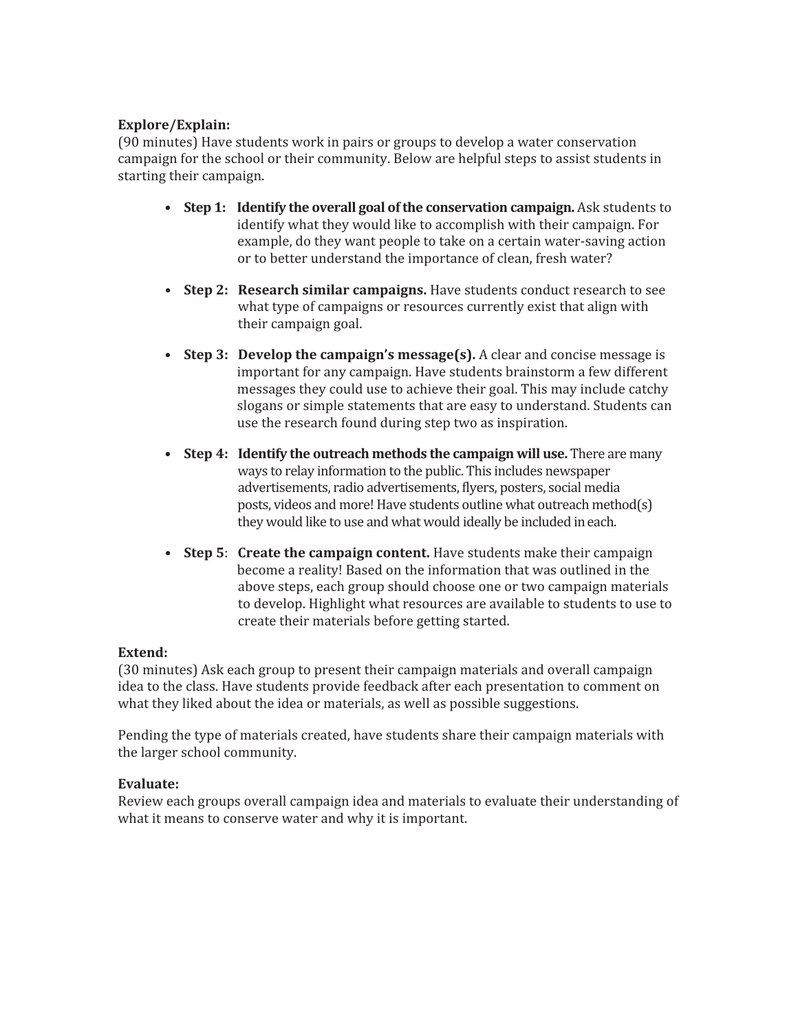**Explore/Explain:**
(90 minutes) Have students work in pairs or groups to develop a water conservation campaign for the school or their community. Below are helpful steps to assist students in starting their campaign.

- **Step 1: Identify the overall goal of the conservation campaign.** Ask students to identify what they would like to accomplish with their campaign. For example, do they want people to take on a certain water-saving action or to better understand the importance of clean, fresh water?

- **Step 2: Research similar campaigns.** Have students conduct research to see what type of campaigns or resources currently exist that align with their campaign goal.

- **Step 3: Develop the campaign's message(s).** A clear and concise message is important for any campaign. Have students brainstorm a few different messages they could use to achieve their goal. This may include catchy slogans or simple statements that are easy to understand. Students can use the research found during step two as inspiration.

- **Step 4: Identify the outreach methods the campaign will use.** There are many ways to relay information to the public. This includes newspaper advertisements, radio advertisements, flyers, posters, social media posts, videos and more! Have students outline what outreach method(s) they would like to use and what would ideally be included in each.

- **Step 5**: **Create the campaign content.** Have students make their campaign become a reality! Based on the information that was outlined in the above steps, each group should choose one or two campaign materials to develop. Highlight what resources are available to students to use to create their materials before getting started.

**Extend:**
(30 minutes) Ask each group to present their campaign materials and overall campaign idea to the class. Have students provide feedback after each presentation to comment on what they liked about the idea or materials, as well as possible suggestions.

Pending the type of materials created, have students share their campaign materials with the larger school community.

**Evaluate:**
Review each groups overall campaign idea and materials to evaluate their understanding of what it means to conserve water and why it is important.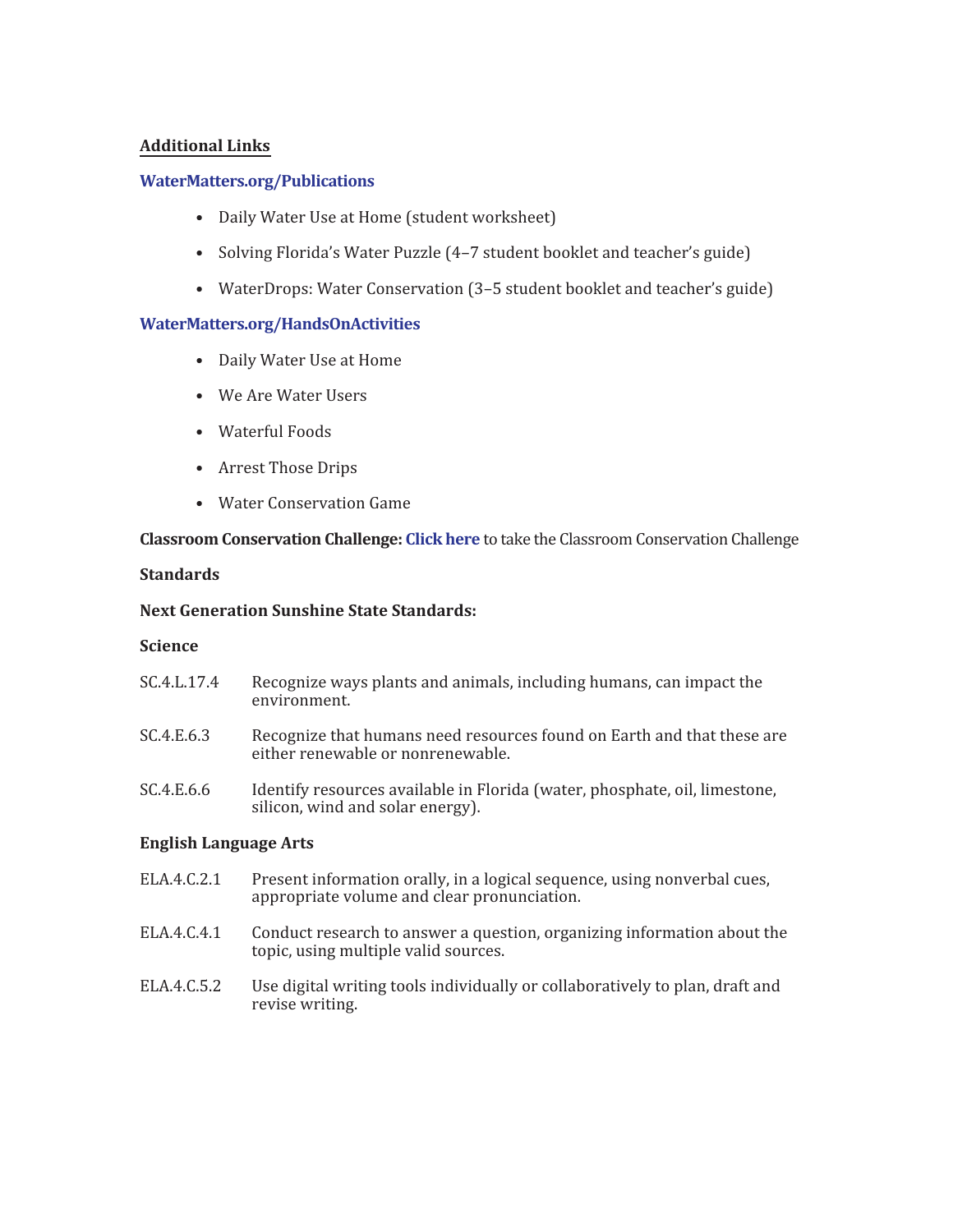## Additional Links

**WaterMatters.org/Publications**

- Daily Water Use at Home (student worksheet)
- Solving Florida's Water Puzzle (4–7 student booklet and teacher's guide)
- WaterDrops: Water Conservation (3–5 student booklet and teacher's guide)

**WaterMatters.org/HandsOnActivities**

- Daily Water Use at Home
- We Are Water Users
- Waterful Foods
- Arrest Those Drips
- Water Conservation Game

**Classroom Conservation Challenge:** **Click here** to take the Classroom Conservation Challenge

**Standards**

**Next Generation Sunshine State Standards:**

**Science**

| | |
|---|---|
| SC.4.L.17.4 | Recognize ways plants and animals, including humans, can impact the environment. |
| SC.4.E.6.3 | Recognize that humans need resources found on Earth and that these are either renewable or nonrenewable. |
| SC.4.E.6.6 | Identify resources available in Florida (water, phosphate, oil, limestone, silicon, wind and solar energy). |

**English Language Arts**

| | |
|---|---|
| ELA.4.C.2.1 | Present information orally, in a logical sequence, using nonverbal cues, appropriate volume and clear pronunciation. |
| ELA.4.C.4.1 | Conduct research to answer a question, organizing information about the topic, using multiple valid sources. |
| ELA.4.C.5.2 | Use digital writing tools individually or collaboratively to plan, draft and revise writing. |